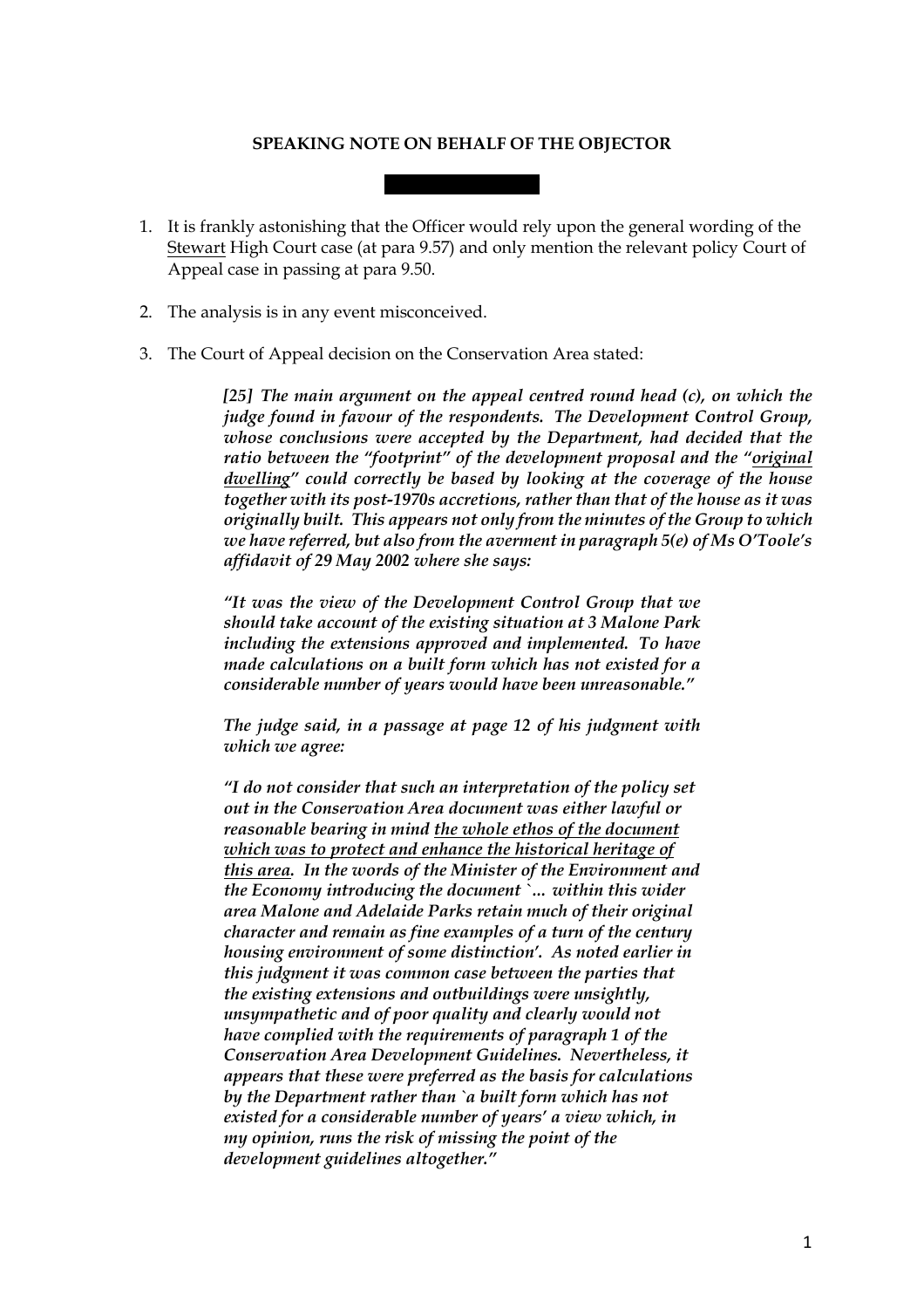**SPEAKING NOTE ON BEHALF OF THE OBJECTOR**

1. It is frankly astonishing that the Officer would rely upon the general wording of the <u>Stewart</u> High Court case (at para 9.57) and only mention the relevant policy Court of Appeal case in passing at para 9.50.

2. The analysis is in any event misconceived.

3. The Court of Appeal decision on the Conservation Area stated:

> ***[25] The main argument on the appeal centred round head (c), on which the judge found in favour of the respondents. The Development Control Group, whose conclusions were accepted by the Department, had decided that the ratio between the "footprint" of the development proposal and the "<u>original dwelling</u>" could correctly be based by looking at the coverage of the house together with its post-1970s accretions, rather than that of the house as it was originally built. This appears not only from the minutes of the Group to which we have referred, but also from the averment in paragraph 5(e) of Ms O'Toole's affidavit of 29 May 2002 where she says:***
>
> ***"It was the view of the Development Control Group that we should take account of the existing situation at 3 Malone Park including the extensions approved and implemented. To have made calculations on a built form which has not existed for a considerable number of years would have been unreasonable."***
>
> ***The judge said, in a passage at page 12 of his judgment with which we agree:***
>
> ***"I do not consider that such an interpretation of the policy set out in the Conservation Area document was either lawful or reasonable bearing in mind <u>the whole ethos of the document which was to protect and enhance the historical heritage of this area</u>. In the words of the Minister of the Environment and the Economy introducing the document `... within this wider area Malone and Adelaide Parks retain much of their original character and remain as fine examples of a turn of the century housing environment of some distinction'. As noted earlier in this judgment it was common case between the parties that the existing extensions and outbuildings were unsightly, unsympathetic and of poor quality and clearly would not have complied with the requirements of paragraph 1 of the Conservation Area Development Guidelines. Nevertheless, it appears that these were preferred as the basis for calculations by the Department rather than `a built form which has not existed for a considerable number of years' a view which, in my opinion, runs the risk of missing the point of the development guidelines altogether."***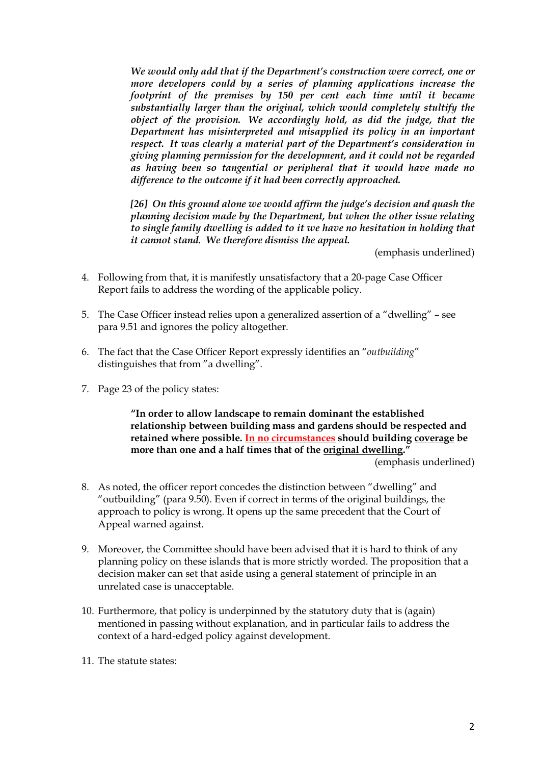> *We would only add that if the Department's construction were correct, one or more developers could by a series of planning applications increase the footprint of the premises by 150 per cent each time until it became substantially larger than the original, which would completely stultify the object of the provision. We accordingly hold, as did the judge, that the Department has misinterpreted and misapplied its policy in an important respect. It was clearly a material part of the Department's consideration in giving planning permission for the development, and it could not be regarded as having been so tangential or peripheral that it would have made no difference to the outcome if it had been correctly approached.*
>
> *[26] On this ground alone we would affirm the judge's decision and quash the planning decision made by the Department, but when the other issue relating to single family dwelling is added to it we have no hesitation in holding that it cannot stand. We therefore dismiss the appeal.*
>
> (emphasis underlined)

4. Following from that, it is manifestly unsatisfactory that a 20-page Case Officer Report fails to address the wording of the applicable policy.

5. The Case Officer instead relies upon a generalized assertion of a "dwelling" – see para 9.51 and ignores the policy altogether.

6. The fact that the Case Officer Report expressly identifies an "*outbuilding*" distinguishes that from "a dwelling".

7. Page 23 of the policy states:

> **"In order to allow landscape to remain dominant the established relationship between building mass and gardens should be respected and retained where possible. <u>In no circumstances</u> should building <u>coverage</u> be more than one and a half times that of the <u>original dwelling</u>."**
>
> (emphasis underlined)

8. As noted, the officer report concedes the distinction between "dwelling" and "outbuilding" (para 9.50). Even if correct in terms of the original buildings, the approach to policy is wrong. It opens up the same precedent that the Court of Appeal warned against.

9. Moreover, the Committee should have been advised that it is hard to think of any planning policy on these islands that is more strictly worded. The proposition that a decision maker can set that aside using a general statement of principle in an unrelated case is unacceptable.

10. Furthermore, that policy is underpinned by the statutory duty that is (again) mentioned in passing without explanation, and in particular fails to address the context of a hard-edged policy against development.

11. The statute states: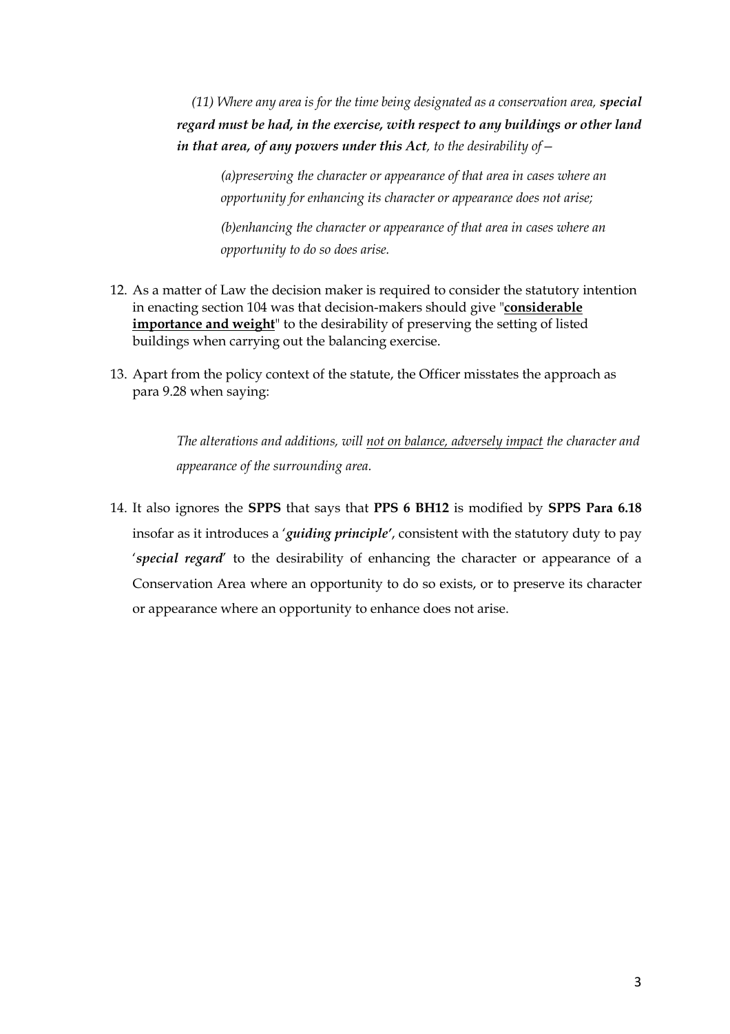*(11) Where any area is for the time being designated as a conservation area,* ***special regard must be had, in the exercise, with respect to any buildings or other land in that area, of any powers under this Act****, to the desirability of—*

> *(a)preserving the character or appearance of that area in cases where an opportunity for enhancing its character or appearance does not arise;*
>
> *(b)enhancing the character or appearance of that area in cases where an opportunity to do so does arise.*

12. As a matter of Law the decision maker is required to consider the statutory intention in enacting section 104 was that decision-makers should give "<u>**considerable importance and weight**</u>" to the desirability of preserving the setting of listed buildings when carrying out the balancing exercise.

13. Apart from the policy context of the statute, the Officer misstates the approach as para 9.28 when saying:

> *The alterations and additions, will <u>not on balance, adversely impact</u> the character and appearance of the surrounding area.*

14. It also ignores the **SPPS** that says that **PPS 6 BH12** is modified by **SPPS Para 6.18** insofar as it introduces a '***guiding principle***', consistent with the statutory duty to pay '***special regard***' to the desirability of enhancing the character or appearance of a Conservation Area where an opportunity to do so exists, or to preserve its character or appearance where an opportunity to enhance does not arise.